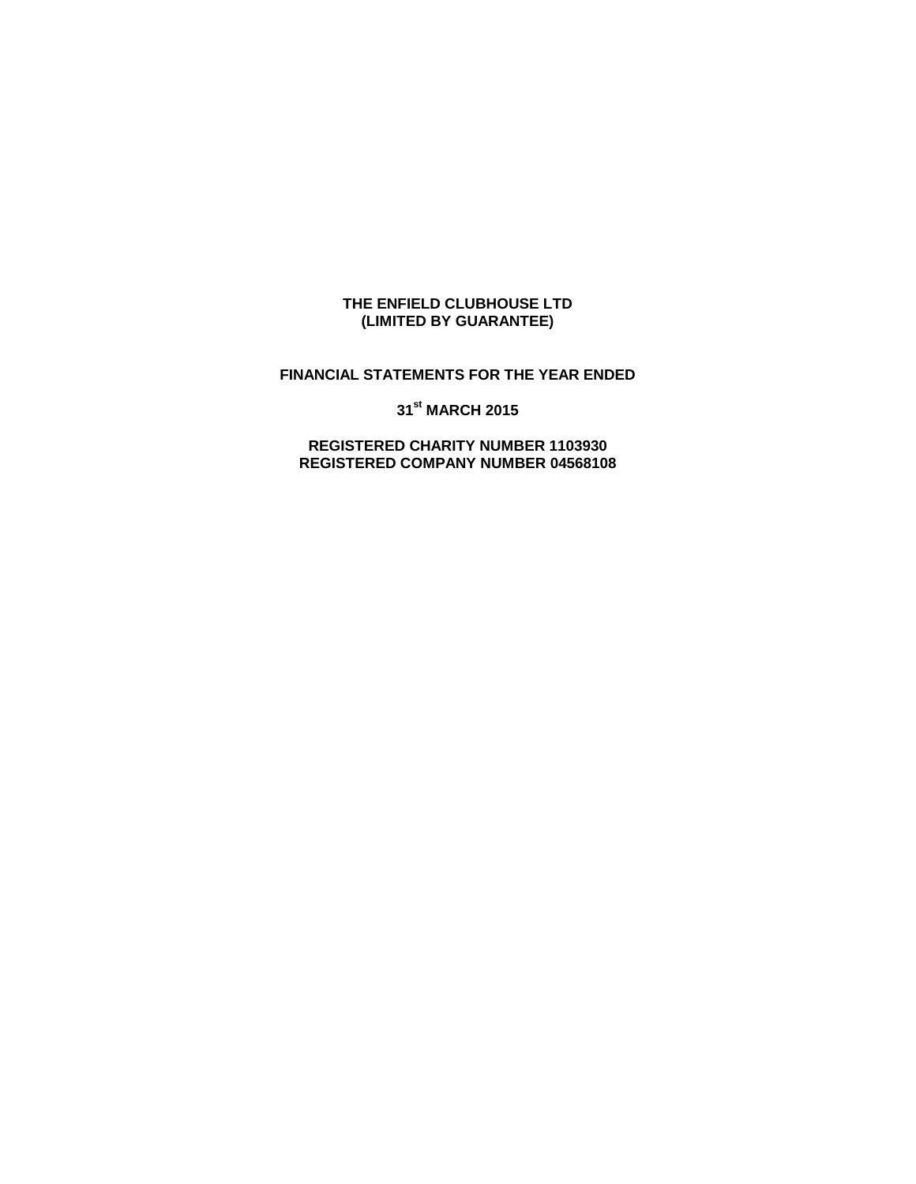**THE ENFIELD CLUBHOUSE LTD**
**(LIMITED BY GUARANTEE)**

**FINANCIAL STATEMENTS FOR THE YEAR ENDED**

**31st MARCH 2015**

**REGISTERED CHARITY NUMBER 1103930**
**REGISTERED COMPANY NUMBER 04568108**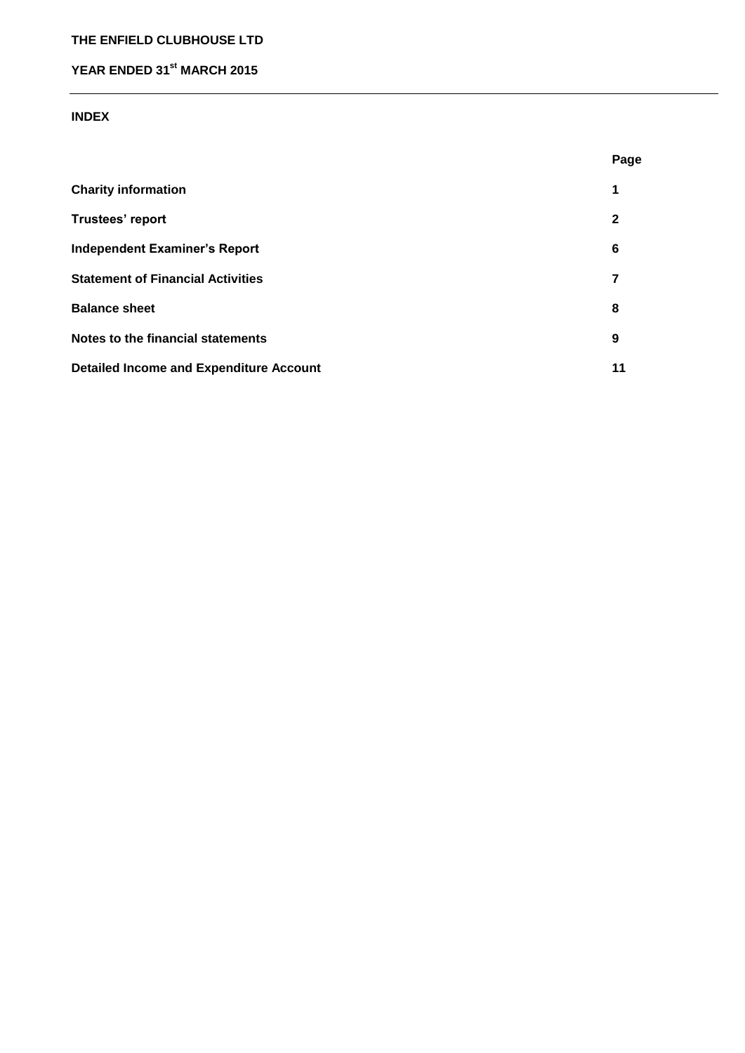**THE ENFIELD CLUBHOUSE LTD**

**YEAR ENDED 31st MARCH 2015**

**INDEX**

| | Page |
|---|---|
| **Charity information** | 1 |
| **Trustees' report** | 2 |
| **Independent Examiner's Report** | 6 |
| **Statement of Financial Activities** | 7 |
| **Balance sheet** | 8 |
| **Notes to the financial statements** | 9 |
| **Detailed Income and Expenditure Account** | 11 |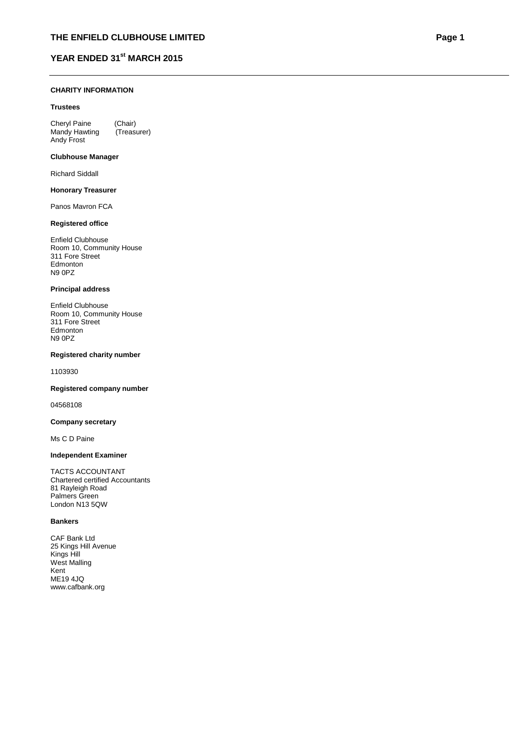## CHARITY INFORMATION

### Trustees

Cheryl Paine (Chair)
Mandy Hawting (Treasurer)
Andy Frost

### Clubhouse Manager

Richard Siddall

### Honorary Treasurer

Panos Mavron FCA

### Registered office

Enfield Clubhouse
Room 10, Community House
311 Fore Street
Edmonton
N9 0PZ

### Principal address

Enfield Clubhouse
Room 10, Community House
311 Fore Street
Edmonton
N9 0PZ

### Registered charity number

1103930

### Registered company number

04568108

### Company secretary

Ms C D Paine

### Independent Examiner

TACTS ACCOUNTANT
Chartered certified Accountants
81 Rayleigh Road
Palmers Green
London N13 5QW

### Bankers

CAF Bank Ltd
25 Kings Hill Avenue
Kings Hill
West Malling
Kent
ME19 4JQ
www.cafbank.org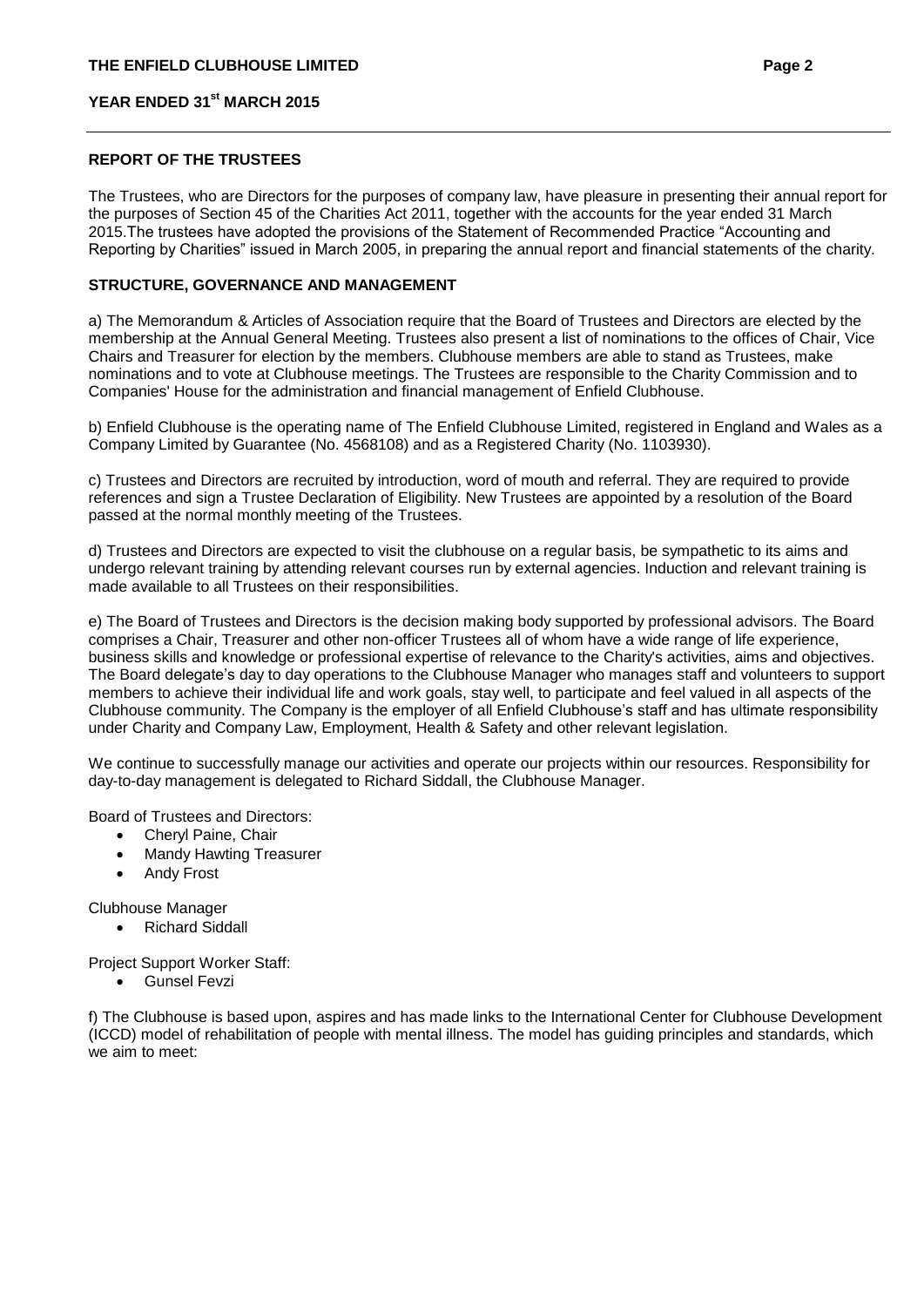## REPORT OF THE TRUSTEES

The Trustees, who are Directors for the purposes of company law, have pleasure in presenting their annual report for the purposes of Section 45 of the Charities Act 2011, together with the accounts for the year ended 31 March 2015.The trustees have adopted the provisions of the Statement of Recommended Practice "Accounting and Reporting by Charities" issued in March 2005, in preparing the annual report and financial statements of the charity.

## STRUCTURE, GOVERNANCE AND MANAGEMENT

a) The Memorandum & Articles of Association require that the Board of Trustees and Directors are elected by the membership at the Annual General Meeting. Trustees also present a list of nominations to the offices of Chair, Vice Chairs and Treasurer for election by the members. Clubhouse members are able to stand as Trustees, make nominations and to vote at Clubhouse meetings. The Trustees are responsible to the Charity Commission and to Companies' House for the administration and financial management of Enfield Clubhouse.

b) Enfield Clubhouse is the operating name of The Enfield Clubhouse Limited, registered in England and Wales as a Company Limited by Guarantee (No. 4568108) and as a Registered Charity (No. 1103930).

c) Trustees and Directors are recruited by introduction, word of mouth and referral. They are required to provide references and sign a Trustee Declaration of Eligibility. New Trustees are appointed by a resolution of the Board passed at the normal monthly meeting of the Trustees.

d) Trustees and Directors are expected to visit the clubhouse on a regular basis, be sympathetic to its aims and undergo relevant training by attending relevant courses run by external agencies. Induction and relevant training is made available to all Trustees on their responsibilities.

e) The Board of Trustees and Directors is the decision making body supported by professional advisors. The Board comprises a Chair, Treasurer and other non-officer Trustees all of whom have a wide range of life experience, business skills and knowledge or professional expertise of relevance to the Charity's activities, aims and objectives. The Board delegate's day to day operations to the Clubhouse Manager who manages staff and volunteers to support members to achieve their individual life and work goals, stay well, to participate and feel valued in all aspects of the Clubhouse community. The Company is the employer of all Enfield Clubhouse's staff and has ultimate responsibility under Charity and Company Law, Employment, Health & Safety and other relevant legislation.

We continue to successfully manage our activities and operate our projects within our resources. Responsibility for day-to-day management is delegated to Richard Siddall, the Clubhouse Manager.

Board of Trustees and Directors:

- Cheryl Paine, Chair
- Mandy Hawting Treasurer
- Andy Frost

Clubhouse Manager

- Richard Siddall

Project Support Worker Staff:

- Gunsel Fevzi

f) The Clubhouse is based upon, aspires and has made links to the International Center for Clubhouse Development (ICCD) model of rehabilitation of people with mental illness. The model has guiding principles and standards, which we aim to meet: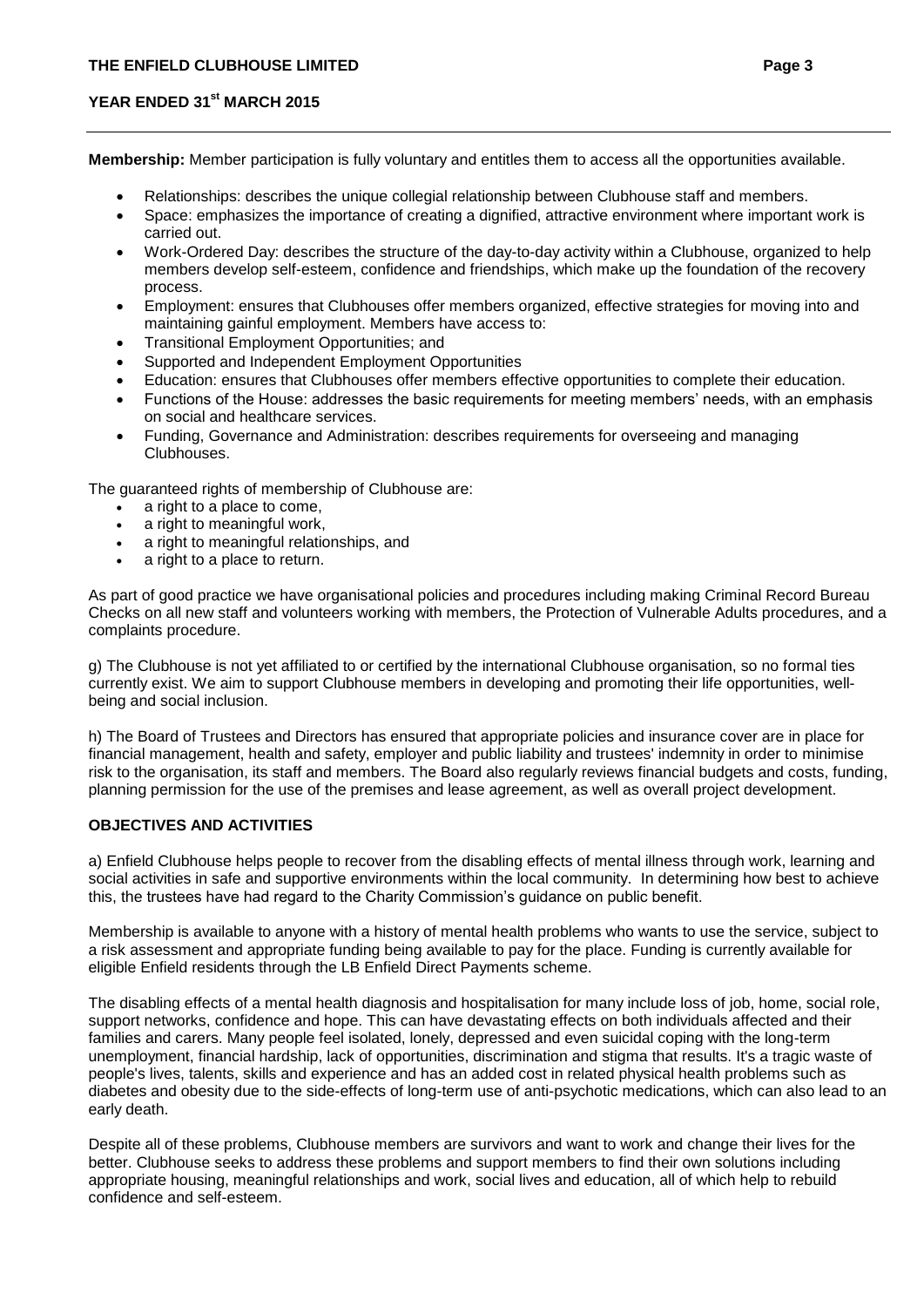**Membership:** Member participation is fully voluntary and entitles them to access all the opportunities available.

- Relationships: describes the unique collegial relationship between Clubhouse staff and members.
- Space: emphasizes the importance of creating a dignified, attractive environment where important work is carried out.
- Work-Ordered Day: describes the structure of the day-to-day activity within a Clubhouse, organized to help members develop self-esteem, confidence and friendships, which make up the foundation of the recovery process.
- Employment: ensures that Clubhouses offer members organized, effective strategies for moving into and maintaining gainful employment. Members have access to:
- Transitional Employment Opportunities; and
- Supported and Independent Employment Opportunities
- Education: ensures that Clubhouses offer members effective opportunities to complete their education.
- Functions of the House: addresses the basic requirements for meeting members' needs, with an emphasis on social and healthcare services.
- Funding, Governance and Administration: describes requirements for overseeing and managing Clubhouses.

The guaranteed rights of membership of Clubhouse are:

- a right to a place to come,
- a right to meaningful work,
- a right to meaningful relationships, and
- a right to a place to return.

As part of good practice we have organisational policies and procedures including making Criminal Record Bureau Checks on all new staff and volunteers working with members, the Protection of Vulnerable Adults procedures, and a complaints procedure.

g) The Clubhouse is not yet affiliated to or certified by the international Clubhouse organisation, so no formal ties currently exist. We aim to support Clubhouse members in developing and promoting their life opportunities, well-being and social inclusion.

h) The Board of Trustees and Directors has ensured that appropriate policies and insurance cover are in place for financial management, health and safety, employer and public liability and trustees' indemnity in order to minimise risk to the organisation, its staff and members. The Board also regularly reviews financial budgets and costs, funding, planning permission for the use of the premises and lease agreement, as well as overall project development.

## OBJECTIVES AND ACTIVITIES

a) Enfield Clubhouse helps people to recover from the disabling effects of mental illness through work, learning and social activities in safe and supportive environments within the local community. In determining how best to achieve this, the trustees have had regard to the Charity Commission's guidance on public benefit.

Membership is available to anyone with a history of mental health problems who wants to use the service, subject to a risk assessment and appropriate funding being available to pay for the place. Funding is currently available for eligible Enfield residents through the LB Enfield Direct Payments scheme.

The disabling effects of a mental health diagnosis and hospitalisation for many include loss of job, home, social role, support networks, confidence and hope. This can have devastating effects on both individuals affected and their families and carers. Many people feel isolated, lonely, depressed and even suicidal coping with the long-term unemployment, financial hardship, lack of opportunities, discrimination and stigma that results. It's a tragic waste of people's lives, talents, skills and experience and has an added cost in related physical health problems such as diabetes and obesity due to the side-effects of long-term use of anti-psychotic medications, which can also lead to an early death.

Despite all of these problems, Clubhouse members are survivors and want to work and change their lives for the better. Clubhouse seeks to address these problems and support members to find their own solutions including appropriate housing, meaningful relationships and work, social lives and education, all of which help to rebuild confidence and self-esteem.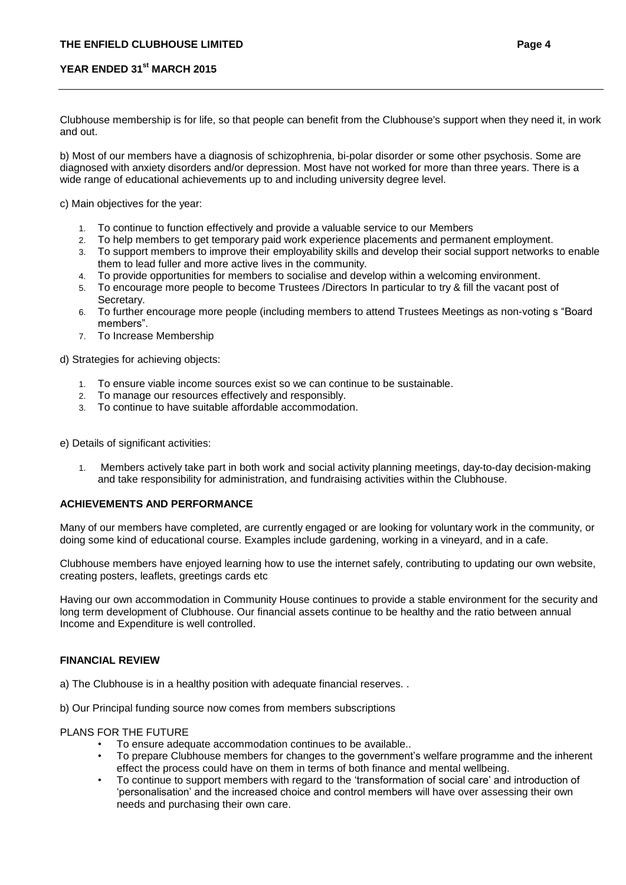Clubhouse membership is for life, so that people can benefit from the Clubhouse's support when they need it, in work and out.

b) Most of our members have a diagnosis of schizophrenia, bi-polar disorder or some other psychosis. Some are diagnosed with anxiety disorders and/or depression. Most have not worked for more than three years. There is a wide range of educational achievements up to and including university degree level.

c) Main objectives for the year:

1. To continue to function effectively and provide a valuable service to our Members
2. To help members to get temporary paid work experience placements and permanent employment.
3. To support members to improve their employability skills and develop their social support networks to enable them to lead fuller and more active lives in the community.
4. To provide opportunities for members to socialise and develop within a welcoming environment.
5. To encourage more people to become Trustees /Directors In particular to try & fill the vacant post of Secretary.
6. To further encourage more people (including members to attend Trustees Meetings as non-voting s "Board members".
7. To Increase Membership

d) Strategies for achieving objects:

1. To ensure viable income sources exist so we can continue to be sustainable.
2. To manage our resources effectively and responsibly.
3. To continue to have suitable affordable accommodation.

e) Details of significant activities:

1. Members actively take part in both work and social activity planning meetings, day-to-day decision-making and take responsibility for administration, and fundraising activities within the Clubhouse.

**ACHIEVEMENTS AND PERFORMANCE**

Many of our members have completed, are currently engaged or are looking for voluntary work in the community, or doing some kind of educational course. Examples include gardening, working in a vineyard, and in a cafe.

Clubhouse members have enjoyed learning how to use the internet safely, contributing to updating our own website, creating posters, leaflets, greetings cards etc

Having our own accommodation in Community House continues to provide a stable environment for the security and long term development of Clubhouse. Our financial assets continue to be healthy and the ratio between annual Income and Expenditure is well controlled.

**FINANCIAL REVIEW**

a) The Clubhouse is in a healthy position with adequate financial reserves. .

b) Our Principal funding source now comes from members subscriptions

PLANS FOR THE FUTURE

- To ensure adequate accommodation continues to be available..
- To prepare Clubhouse members for changes to the government's welfare programme and the inherent effect the process could have on them in terms of both finance and mental wellbeing.
- To continue to support members with regard to the 'transformation of social care' and introduction of 'personalisation' and the increased choice and control members will have over assessing their own needs and purchasing their own care.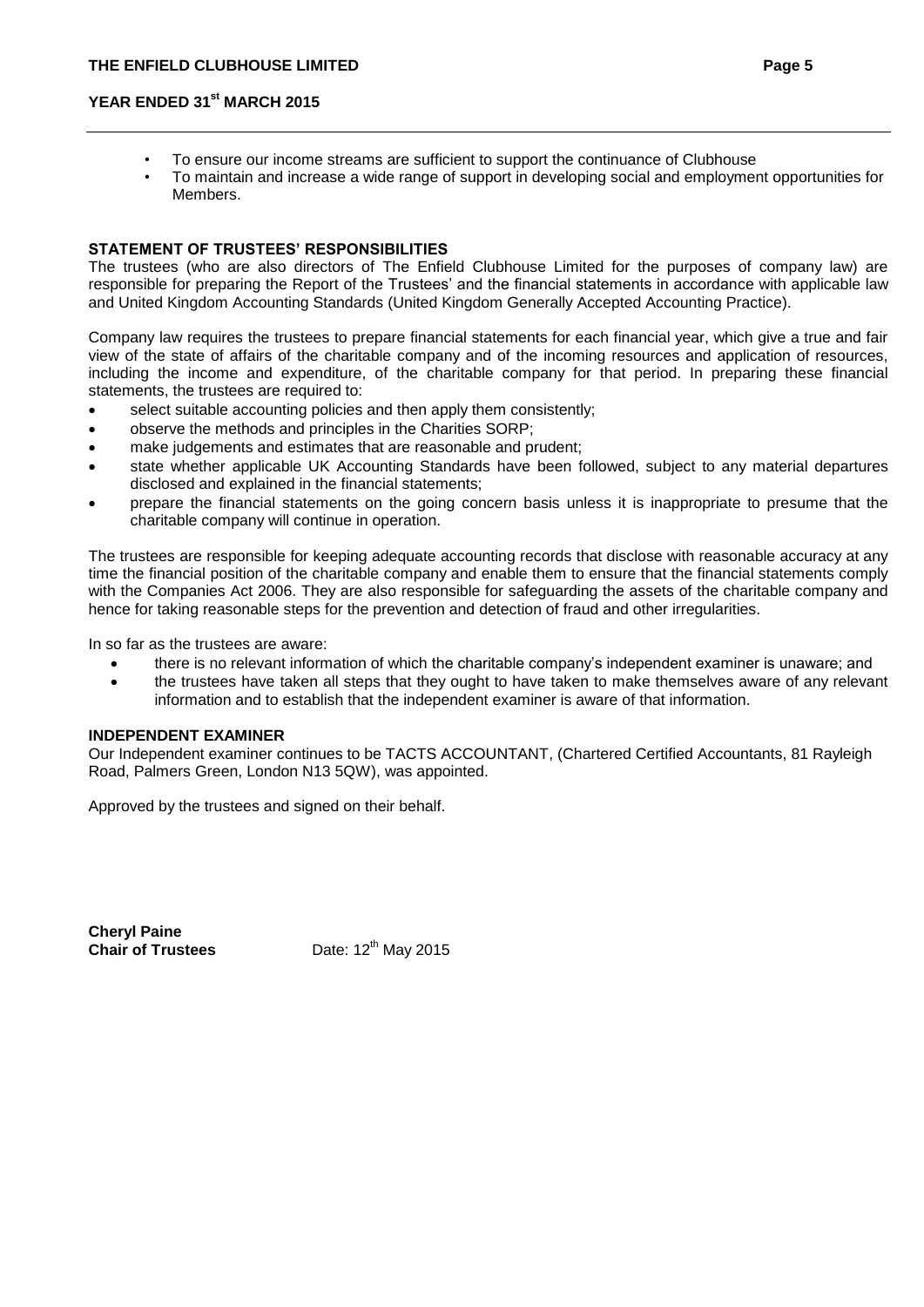- To ensure our income streams are sufficient to support the continuance of Clubhouse
- To maintain and increase a wide range of support in developing social and employment opportunities for Members.

**STATEMENT OF TRUSTEES' RESPONSIBILITIES**

The trustees (who are also directors of The Enfield Clubhouse Limited for the purposes of company law) are responsible for preparing the Report of the Trustees' and the financial statements in accordance with applicable law and United Kingdom Accounting Standards (United Kingdom Generally Accepted Accounting Practice).

Company law requires the trustees to prepare financial statements for each financial year, which give a true and fair view of the state of affairs of the charitable company and of the incoming resources and application of resources, including the income and expenditure, of the charitable company for that period. In preparing these financial statements, the trustees are required to:

- select suitable accounting policies and then apply them consistently;
- observe the methods and principles in the Charities SORP;
- make judgements and estimates that are reasonable and prudent;
- state whether applicable UK Accounting Standards have been followed, subject to any material departures disclosed and explained in the financial statements;
- prepare the financial statements on the going concern basis unless it is inappropriate to presume that the charitable company will continue in operation.

The trustees are responsible for keeping adequate accounting records that disclose with reasonable accuracy at any time the financial position of the charitable company and enable them to ensure that the financial statements comply with the Companies Act 2006. They are also responsible for safeguarding the assets of the charitable company and hence for taking reasonable steps for the prevention and detection of fraud and other irregularities.

In so far as the trustees are aware:

- there is no relevant information of which the charitable company's independent examiner is unaware; and
- the trustees have taken all steps that they ought to have taken to make themselves aware of any relevant information and to establish that the independent examiner is aware of that information.

**INDEPENDENT EXAMINER**

Our Independent examiner continues to be TACTS ACCOUNTANT, (Chartered Certified Accountants, 81 Rayleigh Road, Palmers Green, London N13 5QW), was appointed.

Approved by the trustees and signed on their behalf.

**Cheryl Paine**
**Chair of Trustees** Date: 12th May 2015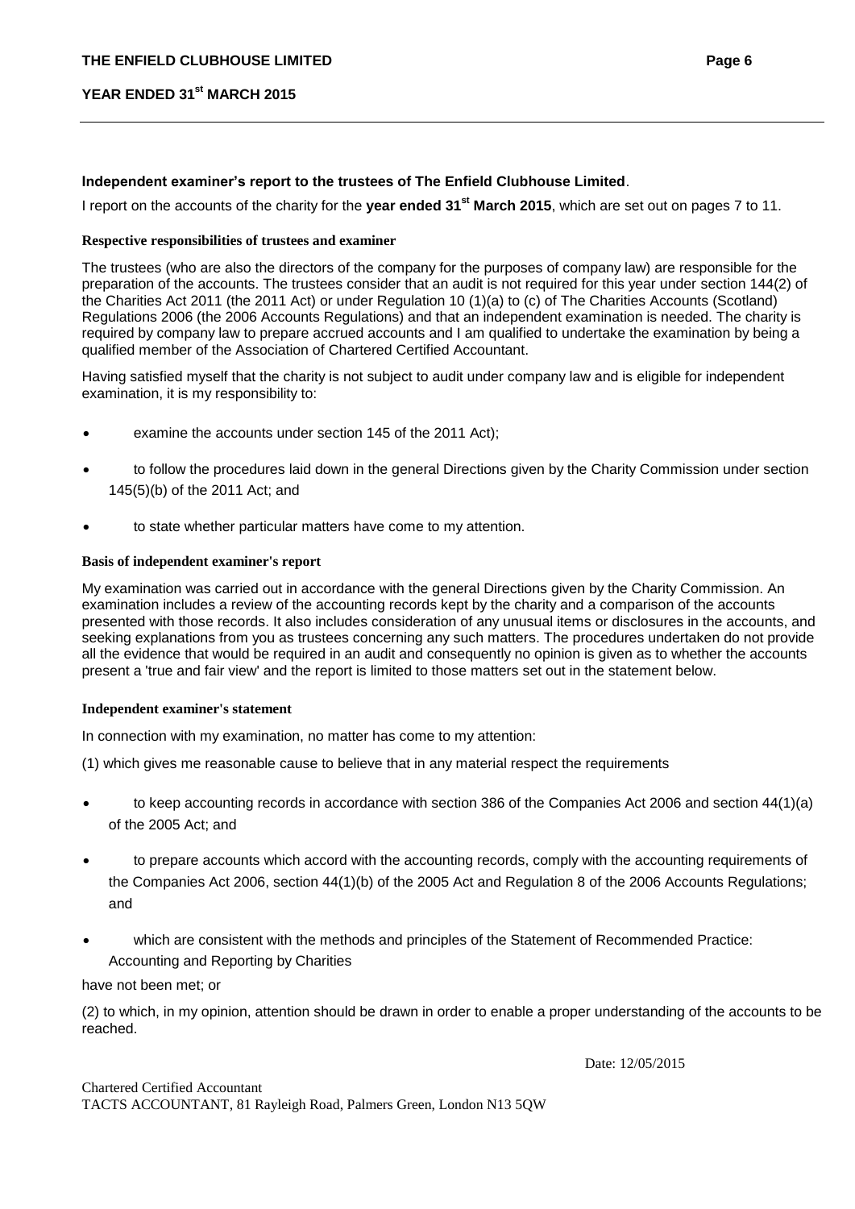**Independent examiner's report to the trustees of The Enfield Clubhouse Limited**.

I report on the accounts of the charity for the **year ended 31st March 2015**, which are set out on pages 7 to 11.

**Respective responsibilities of trustees and examiner**

The trustees (who are also the directors of the company for the purposes of company law) are responsible for the preparation of the accounts. The trustees consider that an audit is not required for this year under section 144(2) of the Charities Act 2011 (the 2011 Act) or under Regulation 10 (1)(a) to (c) of The Charities Accounts (Scotland) Regulations 2006 (the 2006 Accounts Regulations) and that an independent examination is needed. The charity is required by company law to prepare accrued accounts and I am qualified to undertake the examination by being a qualified member of the Association of Chartered Certified Accountant.

Having satisfied myself that the charity is not subject to audit under company law and is eligible for independent examination, it is my responsibility to:

- examine the accounts under section 145 of the 2011 Act);
- to follow the procedures laid down in the general Directions given by the Charity Commission under section 145(5)(b) of the 2011 Act; and
- to state whether particular matters have come to my attention.

**Basis of independent examiner's report**

My examination was carried out in accordance with the general Directions given by the Charity Commission. An examination includes a review of the accounting records kept by the charity and a comparison of the accounts presented with those records. It also includes consideration of any unusual items or disclosures in the accounts, and seeking explanations from you as trustees concerning any such matters. The procedures undertaken do not provide all the evidence that would be required in an audit and consequently no opinion is given as to whether the accounts present a 'true and fair view' and the report is limited to those matters set out in the statement below.

**Independent examiner's statement**

In connection with my examination, no matter has come to my attention:

(1) which gives me reasonable cause to believe that in any material respect the requirements

- to keep accounting records in accordance with section 386 of the Companies Act 2006 and section 44(1)(a) of the 2005 Act; and
- to prepare accounts which accord with the accounting records, comply with the accounting requirements of the Companies Act 2006, section 44(1)(b) of the 2005 Act and Regulation 8 of the 2006 Accounts Regulations; and
- which are consistent with the methods and principles of the Statement of Recommended Practice: Accounting and Reporting by Charities

have not been met; or

(2) to which, in my opinion, attention should be drawn in order to enable a proper understanding of the accounts to be reached.

Date: 12/05/2015

Chartered Certified Accountant
TACTS ACCOUNTANT, 81 Rayleigh Road, Palmers Green, London N13 5QW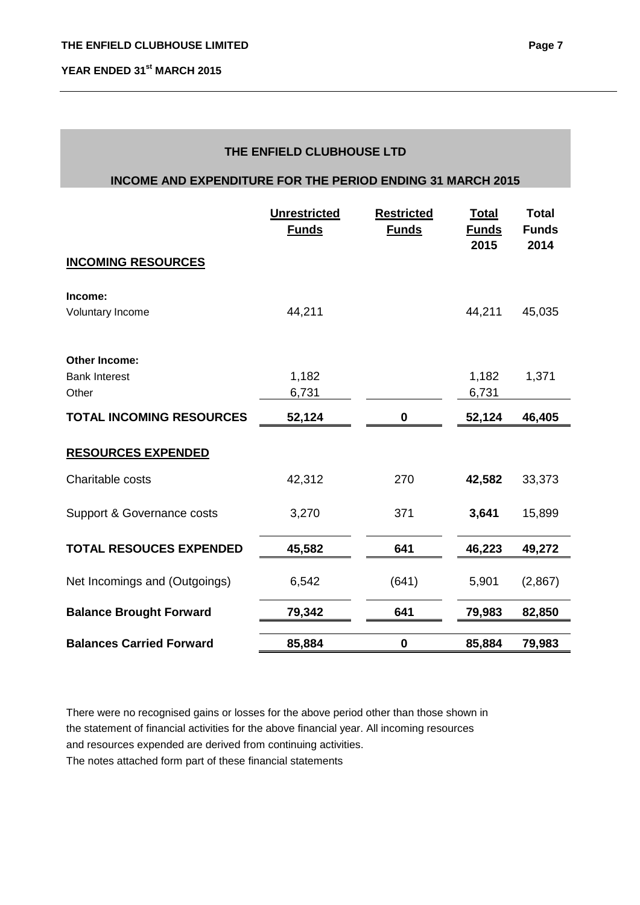## THE ENFIELD CLUBHOUSE LTD

### INCOME AND EXPENDITURE FOR THE PERIOD ENDING 31 MARCH 2015

| | Unrestricted Funds | Restricted Funds | Total Funds 2015 | Total Funds 2014 |
|---|---|---|---|---|
| **INCOMING RESOURCES** | | | | |
| **Income:** | | | | |
| Voluntary Income | 44,211 | | 44,211 | 45,035 |
| **Other Income:** | | | | |
| Bank Interest | 1,182 | | 1,182 | 1,371 |
| Other | 6,731 | | 6,731 | |
| **TOTAL INCOMING RESOURCES** | **52,124** | **0** | **52,124** | **46,405** |
| **RESOURCES EXPENDED** | | | | |
| Charitable costs | 42,312 | 270 | **42,582** | 33,373 |
| Support & Governance costs | 3,270 | 371 | **3,641** | 15,899 |
| **TOTAL RESOUCES EXPENDED** | **45,582** | **641** | **46,223** | **49,272** |
| Net Incomings and (Outgoings) | 6,542 | (641) | 5,901 | (2,867) |
| **Balance Brought Forward** | **79,342** | **641** | **79,983** | **82,850** |
| **Balances Carried Forward** | **85,884** | **0** | **85,884** | **79,983** |

There were no recognised gains or losses for the above period other than those shown in the statement of financial activities for the above financial year. All incoming resources and resources expended are derived from continuing activities.
The notes attached form part of these financial statements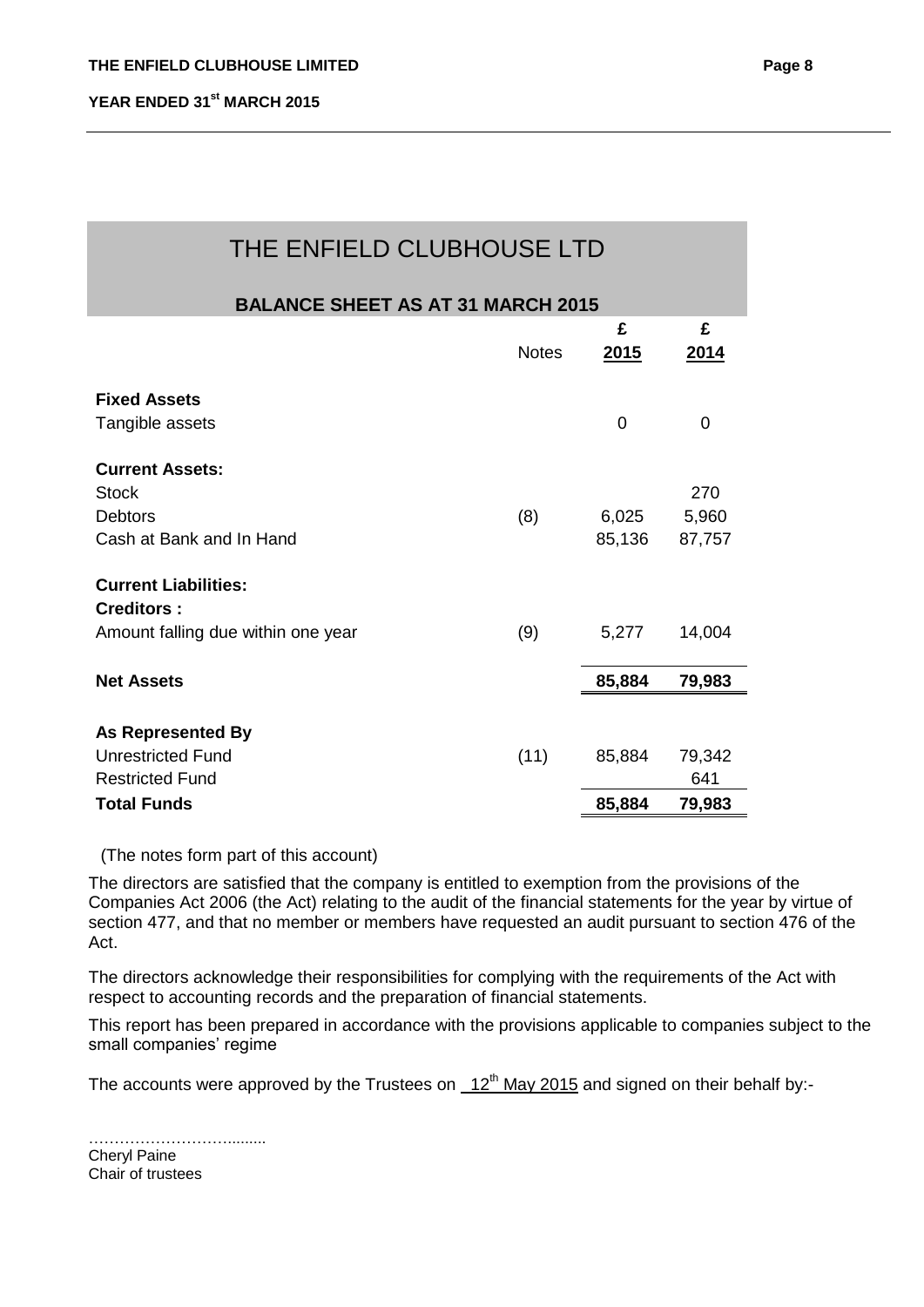# THE ENFIELD CLUBHOUSE LTD

## BALANCE SHEET AS AT 31 MARCH 2015

| | Notes | £ 2015 | £ 2014 |
|---|---|---|---|
| **Fixed Assets** | | | |
| Tangible assets | | 0 | 0 |
| **Current Assets:** | | | |
| Stock | | | 270 |
| Debtors | (8) | 6,025 | 5,960 |
| Cash at Bank and In Hand | | 85,136 | 87,757 |
| **Current Liabilities:** | | | |
| **Creditors :** | | | |
| Amount falling due within one year | (9) | 5,277 | 14,004 |
| **Net Assets** | | **85,884** | **79,983** |
| **As Represented By** | | | |
| Unrestricted Fund | (11) | 85,884 | 79,342 |
| Restricted Fund | | | 641 |
| **Total Funds** | | **85,884** | **79,983** |

(The notes form part of this account)

The directors are satisfied that the company is entitled to exemption from the provisions of the Companies Act 2006 (the Act) relating to the audit of the financial statements for the year by virtue of section 477, and that no member or members have requested an audit pursuant to section 476 of the Act.

The directors acknowledge their responsibilities for complying with the requirements of the Act with respect to accounting records and the preparation of financial statements.

This report has been prepared in accordance with the provisions applicable to companies subject to the small companies' regime

The accounts were approved by the Trustees on 12th May 2015 and signed on their behalf by:-

……………………….........
Cheryl Paine
Chair of trustees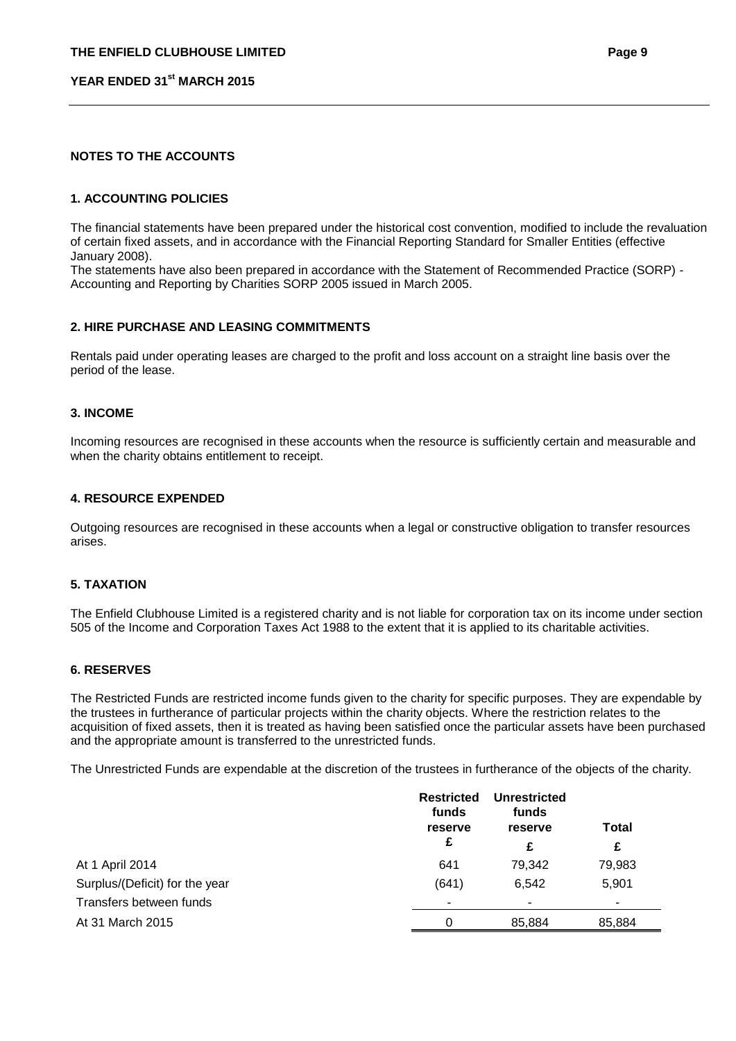## NOTES TO THE ACCOUNTS

### 1. ACCOUNTING POLICIES

The financial statements have been prepared under the historical cost convention, modified to include the revaluation of certain fixed assets, and in accordance with the Financial Reporting Standard for Smaller Entities (effective January 2008).
The statements have also been prepared in accordance with the Statement of Recommended Practice (SORP) - Accounting and Reporting by Charities SORP 2005 issued in March 2005.

### 2. HIRE PURCHASE AND LEASING COMMITMENTS

Rentals paid under operating leases are charged to the profit and loss account on a straight line basis over the period of the lease.

### 3. INCOME

Incoming resources are recognised in these accounts when the resource is sufficiently certain and measurable and when the charity obtains entitlement to receipt.

### 4. RESOURCE EXPENDED

Outgoing resources are recognised in these accounts when a legal or constructive obligation to transfer resources arises.

### 5. TAXATION

The Enfield Clubhouse Limited is a registered charity and is not liable for corporation tax on its income under section 505 of the Income and Corporation Taxes Act 1988 to the extent that it is applied to its charitable activities.

### 6. RESERVES

The Restricted Funds are restricted income funds given to the charity for specific purposes. They are expendable by the trustees in furtherance of particular projects within the charity objects. Where the restriction relates to the acquisition of fixed assets, then it is treated as having been satisfied once the particular assets have been purchased and the appropriate amount is transferred to the unrestricted funds.

The Unrestricted Funds are expendable at the discretion of the trustees in furtherance of the objects of the charity.

| | Restricted funds reserve | Unrestricted funds reserve | Total |
|---|---|---|---|
| | £ | £ | £ |
| At 1 April 2014 | 641 | 79,342 | 79,983 |
| Surplus/(Deficit) for the year | (641) | 6,542 | 5,901 |
| Transfers between funds | - | - | - |
| At 31 March 2015 | 0 | 85,884 | 85,884 |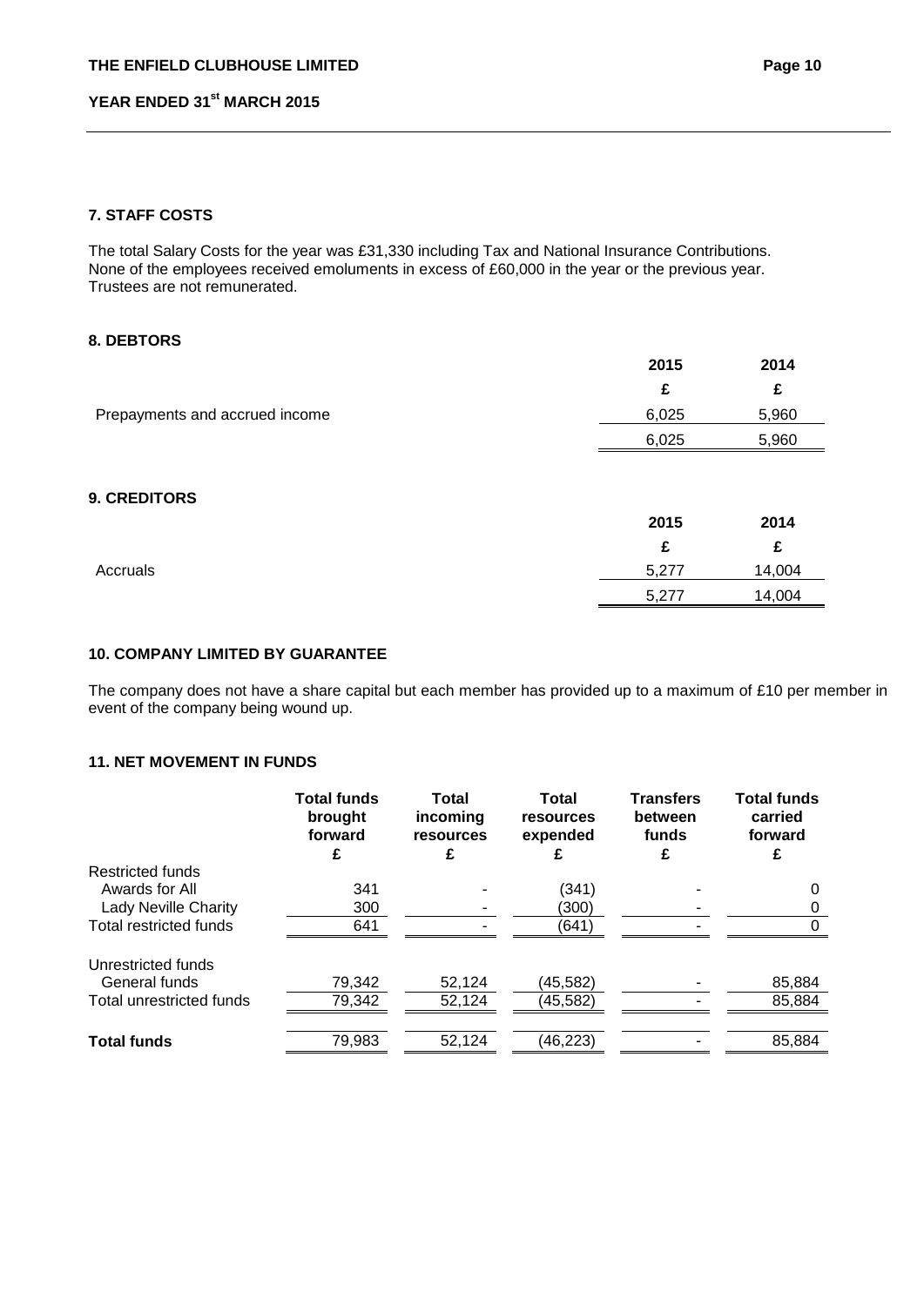### 7. STAFF COSTS

The total Salary Costs for the year was £31,330 including Tax and National Insurance Contributions. None of the employees received emoluments in excess of £60,000 in the year or the previous year. Trustees are not remunerated.

### 8. DEBTORS

| | 2015 | 2014 |
|---|---|---|
| | £ | £ |
| Prepayments and accrued income | 6,025 | 5,960 |
| | 6,025 | 5,960 |

### 9. CREDITORS

| | 2015 | 2014 |
|---|---|---|
| | £ | £ |
| Accruals | 5,277 | 14,004 |
| | 5,277 | 14,004 |

### 10. COMPANY LIMITED BY GUARANTEE

The company does not have a share capital but each member has provided up to a maximum of £10 per member in event of the company being wound up.

### 11. NET MOVEMENT IN FUNDS

| | Total funds brought forward | Total incoming resources | Total resources expended | Transfers between funds | Total funds carried forward |
|---|---|---|---|---|---|
| | £ | £ | £ | £ | £ |
| Restricted funds | | | | | |
| Awards for All | 341 | - | (341) | - | 0 |
| Lady Neville Charity | 300 | - | (300) | - | 0 |
| Total restricted funds | 641 | - | (641) | - | 0 |
| Unrestricted funds | | | | | |
| General funds | 79,342 | 52,124 | (45,582) | - | 85,884 |
| Total unrestricted funds | 79,342 | 52,124 | (45,582) | - | 85,884 |
| **Total funds** | 79,983 | 52,124 | (46,223) | - | 85,884 |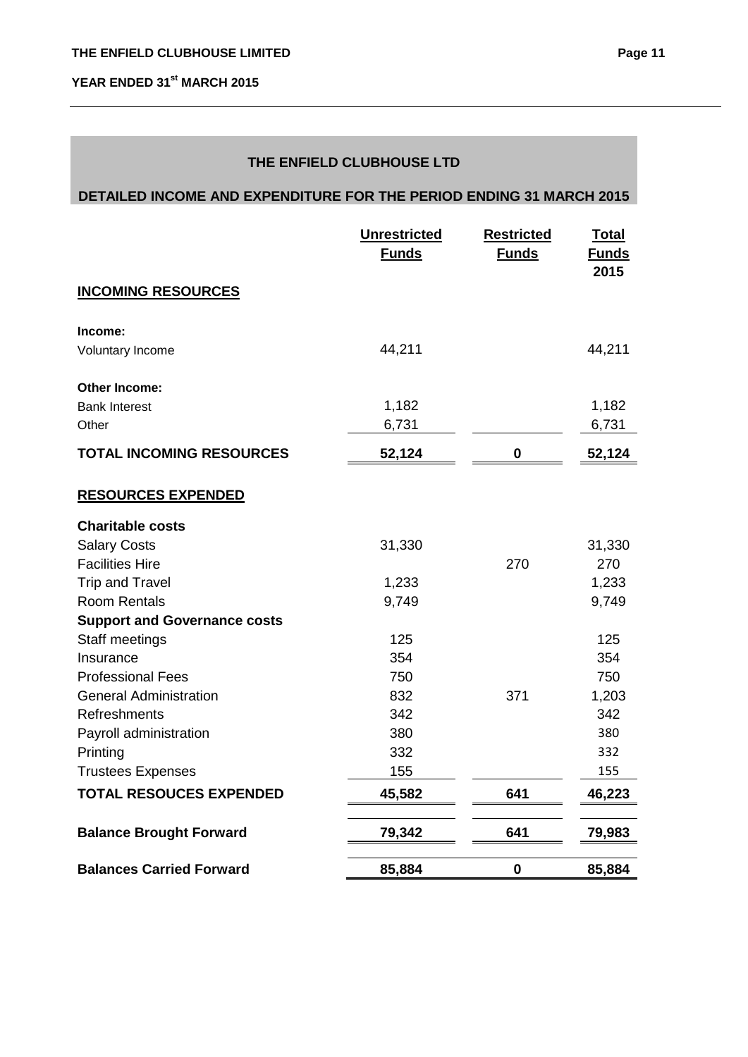## THE ENFIELD CLUBHOUSE LTD

## DETAILED INCOME AND EXPENDITURE FOR THE PERIOD ENDING 31 MARCH 2015

| | Unrestricted Funds | Restricted Funds | Total Funds 2015 |
|---|---|---|---|
| **INCOMING RESOURCES** | | | |
| **Income:** | | | |
| Voluntary Income | 44,211 | | 44,211 |
| **Other Income:** | | | |
| Bank Interest | 1,182 | | 1,182 |
| Other | 6,731 | | 6,731 |
| **TOTAL INCOMING RESOURCES** | **52,124** | **0** | **52,124** |
| **RESOURCES EXPENDED** | | | |
| **Charitable costs** | | | |
| Salary Costs | 31,330 | | 31,330 |
| Facilities Hire | | 270 | 270 |
| Trip and Travel | 1,233 | | 1,233 |
| Room Rentals | 9,749 | | 9,749 |
| **Support and Governance costs** | | | |
| Staff meetings | 125 | | 125 |
| Insurance | 354 | | 354 |
| Professional Fees | 750 | | 750 |
| General Administration | 832 | 371 | 1,203 |
| Refreshments | 342 | | 342 |
| Payroll administration | 380 | | 380 |
| Printing | 332 | | 332 |
| Trustees Expenses | 155 | | 155 |
| **TOTAL RESOUCES EXPENDED** | **45,582** | **641** | **46,223** |
| **Balance Brought Forward** | **79,342** | **641** | **79,983** |
| **Balances Carried Forward** | **85,884** | **0** | **85,884** |